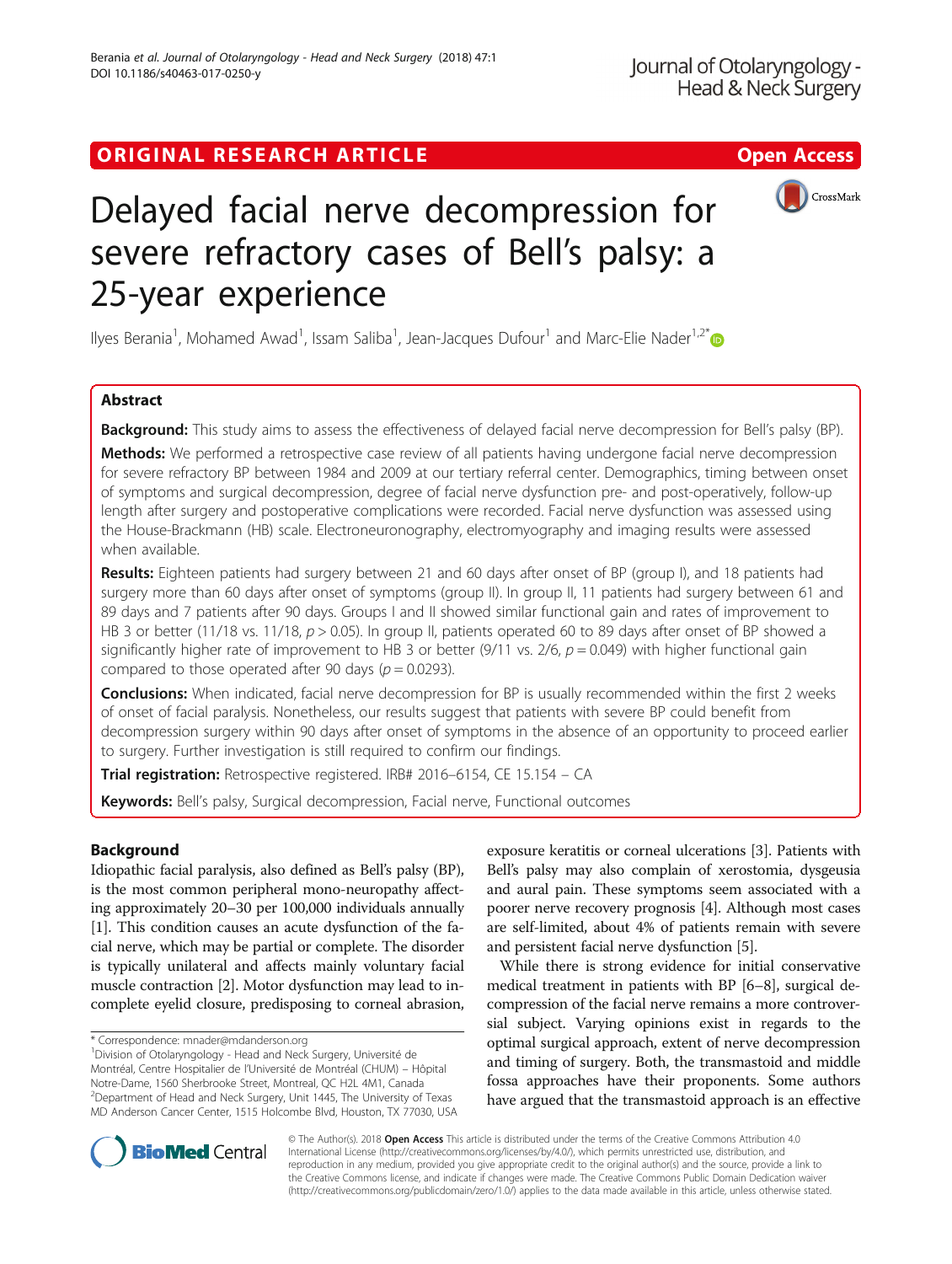ORIGINAL RESEARCH ARTICLE

Open Access

# Delayed facial nerve decompression for severe refractory cases of Bell's palsy: a 25-year experience

Ilyes Berania[1], Mohamed Awad[1], Issam Saliba[1], Jean-Jacques Dufour[1] and Marc-Elie Nader[1,2*]

## Abstract

**Background:** This study aims to assess the effectiveness of delayed facial nerve decompression for Bell's palsy (BP).

**Methods:** We performed a retrospective case review of all patients having undergone facial nerve decompression for severe refractory BP between 1984 and 2009 at our tertiary referral center. Demographics, timing between onset of symptoms and surgical decompression, degree of facial nerve dysfunction pre- and post-operatively, follow-up length after surgery and postoperative complications were recorded. Facial nerve dysfunction was assessed using the House-Brackmann (HB) scale. Electroneuronography, electromyography and imaging results were assessed when available.

**Results:** Eighteen patients had surgery between 21 and 60 days after onset of BP (group I), and 18 patients had surgery more than 60 days after onset of symptoms (group II). In group II, 11 patients had surgery between 61 and 89 days and 7 patients after 90 days. Groups I and II showed similar functional gain and rates of improvement to HB 3 or better (11/18 vs. 11/18, $p > 0.05$). In group II, patients operated 60 to 89 days after onset of BP showed a significantly higher rate of improvement to HB 3 or better (9/11 vs. 2/6, $p = 0.049$) with higher functional gain compared to those operated after 90 days ($p = 0.0293$).

**Conclusions:** When indicated, facial nerve decompression for BP is usually recommended within the first 2 weeks of onset of facial paralysis. Nonetheless, our results suggest that patients with severe BP could benefit from decompression surgery within 90 days after onset of symptoms in the absence of an opportunity to proceed earlier to surgery. Further investigation is still required to confirm our findings.

**Trial registration:** Retrospective registered. IRB# 2016–6154, CE 15.154 – CA

**Keywords:** Bell's palsy, Surgical decompression, Facial nerve, Functional outcomes

## Background

Idiopathic facial paralysis, also defined as Bell's palsy (BP), is the most common peripheral mono-neuropathy affecting approximately 20–30 per 100,000 individuals annually [1]. This condition causes an acute dysfunction of the facial nerve, which may be partial or complete. The disorder is typically unilateral and affects mainly voluntary facial muscle contraction [2]. Motor dysfunction may lead to incomplete eyelid closure, predisposing to corneal abrasion, exposure keratitis or corneal ulcerations [3]. Patients with Bell's palsy may also complain of xerostomia, dysgeusia and aural pain. These symptoms seem associated with a poorer nerve recovery prognosis [4]. Although most cases are self-limited, about 4% of patients remain with severe and persistent facial nerve dysfunction [5].

While there is strong evidence for initial conservative medical treatment in patients with BP [6–8], surgical decompression of the facial nerve remains a more controversial subject. Varying opinions exist in regards to the optimal surgical approach, extent of nerve decompression and timing of surgery. Both, the transmastoid and middle fossa approaches have their proponents. Some authors have argued that the transmastoid approach is an effective

\* Correspondence: mnader@mdanderson.org
[1]Division of Otolaryngology - Head and Neck Surgery, Université de Montréal, Centre Hospitalier de l'Université de Montréal (CHUM) – Hôpital Notre-Dame, 1560 Sherbrooke Street, Montreal, QC H2L 4M1, Canada
[2]Department of Head and Neck Surgery, Unit 1445, The University of Texas MD Anderson Cancer Center, 1515 Holcombe Blvd, Houston, TX 77030, USA

© The Author(s). 2018 **Open Access** This article is distributed under the terms of the Creative Commons Attribution 4.0 International License (http://creativecommons.org/licenses/by/4.0/), which permits unrestricted use, distribution, and reproduction in any medium, provided you give appropriate credit to the original author(s) and the source, provide a link to the Creative Commons license, and indicate if changes were made. The Creative Commons Public Domain Dedication waiver (http://creativecommons.org/publicdomain/zero/1.0/) applies to the data made available in this article, unless otherwise stated.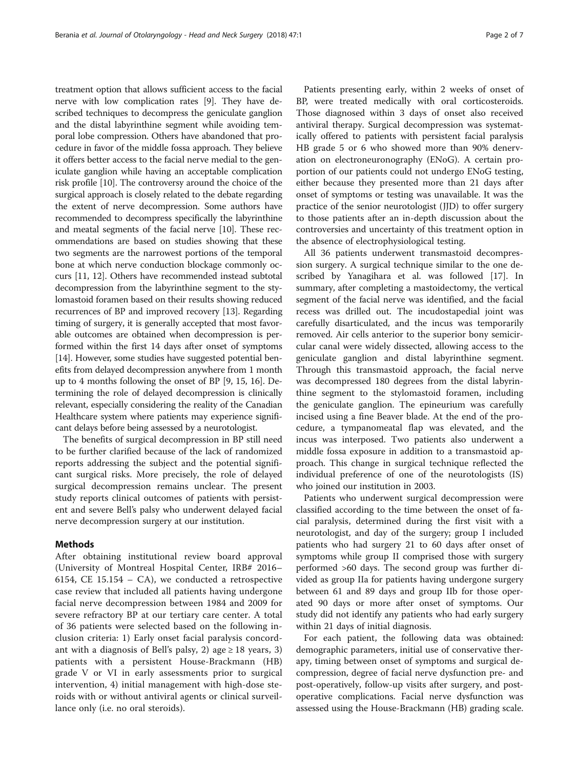treatment option that allows sufficient access to the facial nerve with low complication rates [9]. They have described techniques to decompress the geniculate ganglion and the distal labyrinthine segment while avoiding temporal lobe compression. Others have abandoned that procedure in favor of the middle fossa approach. They believe it offers better access to the facial nerve medial to the geniculate ganglion while having an acceptable complication risk profile [10]. The controversy around the choice of the surgical approach is closely related to the debate regarding the extent of nerve decompression. Some authors have recommended to decompress specifically the labyrinthine and meatal segments of the facial nerve [10]. These recommendations are based on studies showing that these two segments are the narrowest portions of the temporal bone at which nerve conduction blockage commonly occurs [11, 12]. Others have recommended instead subtotal decompression from the labyrinthine segment to the stylomastoid foramen based on their results showing reduced recurrences of BP and improved recovery [13]. Regarding timing of surgery, it is generally accepted that most favorable outcomes are obtained when decompression is performed within the first 14 days after onset of symptoms [14]. However, some studies have suggested potential benefits from delayed decompression anywhere from 1 month up to 4 months following the onset of BP [9, 15, 16]. Determining the role of delayed decompression is clinically relevant, especially considering the reality of the Canadian Healthcare system where patients may experience significant delays before being assessed by a neurotologist.

The benefits of surgical decompression in BP still need to be further clarified because of the lack of randomized reports addressing the subject and the potential significant surgical risks. More precisely, the role of delayed surgical decompression remains unclear. The present study reports clinical outcomes of patients with persistent and severe Bell's palsy who underwent delayed facial nerve decompression surgery at our institution.

## Methods

After obtaining institutional review board approval (University of Montreal Hospital Center, IRB# 2016–6154, CE 15.154 – CA), we conducted a retrospective case review that included all patients having undergone facial nerve decompression between 1984 and 2009 for severe refractory BP at our tertiary care center. A total of 36 patients were selected based on the following inclusion criteria: 1) Early onset facial paralysis concordant with a diagnosis of Bell's palsy, 2) age ≥ 18 years, 3) patients with a persistent House-Brackmann (HB) grade V or VI in early assessments prior to surgical intervention, 4) initial management with high-dose steroids with or without antiviral agents or clinical surveillance only (i.e. no oral steroids).

Patients presenting early, within 2 weeks of onset of BP, were treated medically with oral corticosteroids. Those diagnosed within 3 days of onset also received antiviral therapy. Surgical decompression was systematically offered to patients with persistent facial paralysis HB grade 5 or 6 who showed more than 90% denervation on electroneuronography (ENoG). A certain proportion of our patients could not undergo ENoG testing, either because they presented more than 21 days after onset of symptoms or testing was unavailable. It was the practice of the senior neurotologist (JJD) to offer surgery to those patients after an in-depth discussion about the controversies and uncertainty of this treatment option in the absence of electrophysiological testing.

All 36 patients underwent transmastoid decompression surgery. A surgical technique similar to the one described by Yanagihara et al. was followed [17]. In summary, after completing a mastoidectomy, the vertical segment of the facial nerve was identified, and the facial recess was drilled out. The incudostapedial joint was carefully disarticulated, and the incus was temporarily removed. Air cells anterior to the superior bony semicircular canal were widely dissected, allowing access to the geniculate ganglion and distal labyrinthine segment. Through this transmastoid approach, the facial nerve was decompressed 180 degrees from the distal labyrinthine segment to the stylomastoid foramen, including the geniculate ganglion. The epineurium was carefully incised using a fine Beaver blade. At the end of the procedure, a tympanomeatal flap was elevated, and the incus was interposed. Two patients also underwent a middle fossa exposure in addition to a transmastoid approach. This change in surgical technique reflected the individual preference of one of the neurotologists (IS) who joined our institution in 2003.

Patients who underwent surgical decompression were classified according to the time between the onset of facial paralysis, determined during the first visit with a neurotologist, and day of the surgery; group I included patients who had surgery 21 to 60 days after onset of symptoms while group II comprised those with surgery performed >60 days. The second group was further divided as group IIa for patients having undergone surgery between 61 and 89 days and group IIb for those operated 90 days or more after onset of symptoms. Our study did not identify any patients who had early surgery within 21 days of initial diagnosis.

For each patient, the following data was obtained: demographic parameters, initial use of conservative therapy, timing between onset of symptoms and surgical decompression, degree of facial nerve dysfunction pre- and post-operatively, follow-up visits after surgery, and post-operative complications. Facial nerve dysfunction was assessed using the House-Brackmann (HB) grading scale.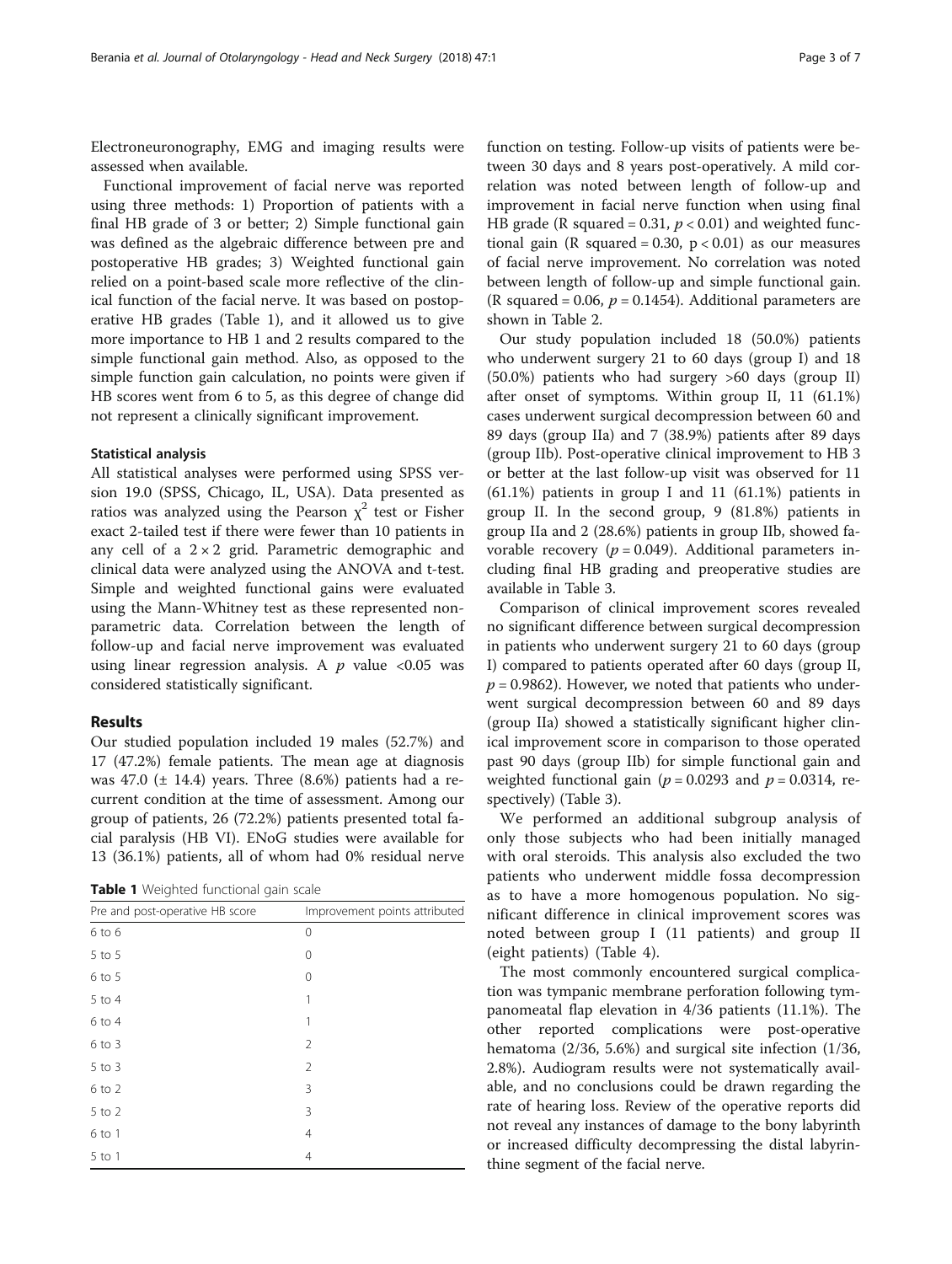Electroneuronography, EMG and imaging results were assessed when available.

Functional improvement of facial nerve was reported using three methods: 1) Proportion of patients with a final HB grade of 3 or better; 2) Simple functional gain was defined as the algebraic difference between pre and postoperative HB grades; 3) Weighted functional gain relied on a point-based scale more reflective of the clinical function of the facial nerve. It was based on postoperative HB grades (Table 1), and it allowed us to give more importance to HB 1 and 2 results compared to the simple functional gain method. Also, as opposed to the simple function gain calculation, no points were given if HB scores went from 6 to 5, as this degree of change did not represent a clinically significant improvement.

### Statistical analysis

All statistical analyses were performed using SPSS version 19.0 (SPSS, Chicago, IL, USA). Data presented as ratios was analyzed using the Pearson $\chi^2$ test or Fisher exact 2-tailed test if there were fewer than 10 patients in any cell of a $2 \times 2$ grid. Parametric demographic and clinical data were analyzed using the ANOVA and t-test. Simple and weighted functional gains were evaluated using the Mann-Whitney test as these represented non-parametric data. Correlation between the length of follow-up and facial nerve improvement was evaluated using linear regression analysis. A $p$ value <0.05 was considered statistically significant.

## Results

Our studied population included 19 males (52.7%) and 17 (47.2%) female patients. The mean age at diagnosis was 47.0 (± 14.4) years. Three (8.6%) patients had a recurrent condition at the time of assessment. Among our group of patients, 26 (72.2%) patients presented total facial paralysis (HB VI). ENoG studies were available for 13 (36.1%) patients, all of whom had 0% residual nerve function on testing. Follow-up visits of patients were between 30 days and 8 years post-operatively. A mild correlation was noted between length of follow-up and improvement in facial nerve function when using final HB grade (R squared = 0.31, $p < 0.01$) and weighted functional gain (R squared = 0.30, $p < 0.01$) as our measures of facial nerve improvement. No correlation was noted between length of follow-up and simple functional gain. (R squared = 0.06, $p = 0.1454$). Additional parameters are shown in Table 2.

**Table 1** Weighted functional gain scale

| Pre and post-operative HB score | Improvement points attributed |
| --- | --- |
| 6 to 6 | 0 |
| 5 to 5 | 0 |
| 6 to 5 | 0 |
| 5 to 4 | 1 |
| 6 to 4 | 1 |
| 6 to 3 | 2 |
| 5 to 3 | 2 |
| 6 to 2 | 3 |
| 5 to 2 | 3 |
| 6 to 1 | 4 |
| 5 to 1 | 4 |

Our study population included 18 (50.0%) patients who underwent surgery 21 to 60 days (group I) and 18 (50.0%) patients who had surgery >60 days (group II) after onset of symptoms. Within group II, 11 (61.1%) cases underwent surgical decompression between 60 and 89 days (group IIa) and 7 (38.9%) patients after 89 days (group IIb). Post-operative clinical improvement to HB 3 or better at the last follow-up visit was observed for 11 (61.1%) patients in group I and 11 (61.1%) patients in group II. In the second group, 9 (81.8%) patients in group IIa and 2 (28.6%) patients in group IIb, showed favorable recovery ($p = 0.049$). Additional parameters including final HB grading and preoperative studies are available in Table 3.

Comparison of clinical improvement scores revealed no significant difference between surgical decompression in patients who underwent surgery 21 to 60 days (group I) compared to patients operated after 60 days (group II, $p = 0.9862$). However, we noted that patients who underwent surgical decompression between 60 and 89 days (group IIa) showed a statistically significant higher clinical improvement score in comparison to those operated past 90 days (group IIb) for simple functional gain and weighted functional gain ($p = 0.0293$ and $p = 0.0314$, respectively) (Table 3).

We performed an additional subgroup analysis of only those subjects who had been initially managed with oral steroids. This analysis also excluded the two patients who underwent middle fossa decompression as to have a more homogenous population. No significant difference in clinical improvement scores was noted between group I (11 patients) and group II (eight patients) (Table 4).

The most commonly encountered surgical complication was tympanic membrane perforation following tympanomeatal flap elevation in 4/36 patients (11.1%). The other reported complications were post-operative hematoma (2/36, 5.6%) and surgical site infection (1/36, 2.8%). Audiogram results were not systematically available, and no conclusions could be drawn regarding the rate of hearing loss. Review of the operative reports did not reveal any instances of damage to the bony labyrinth or increased difficulty decompressing the distal labyrinthine segment of the facial nerve.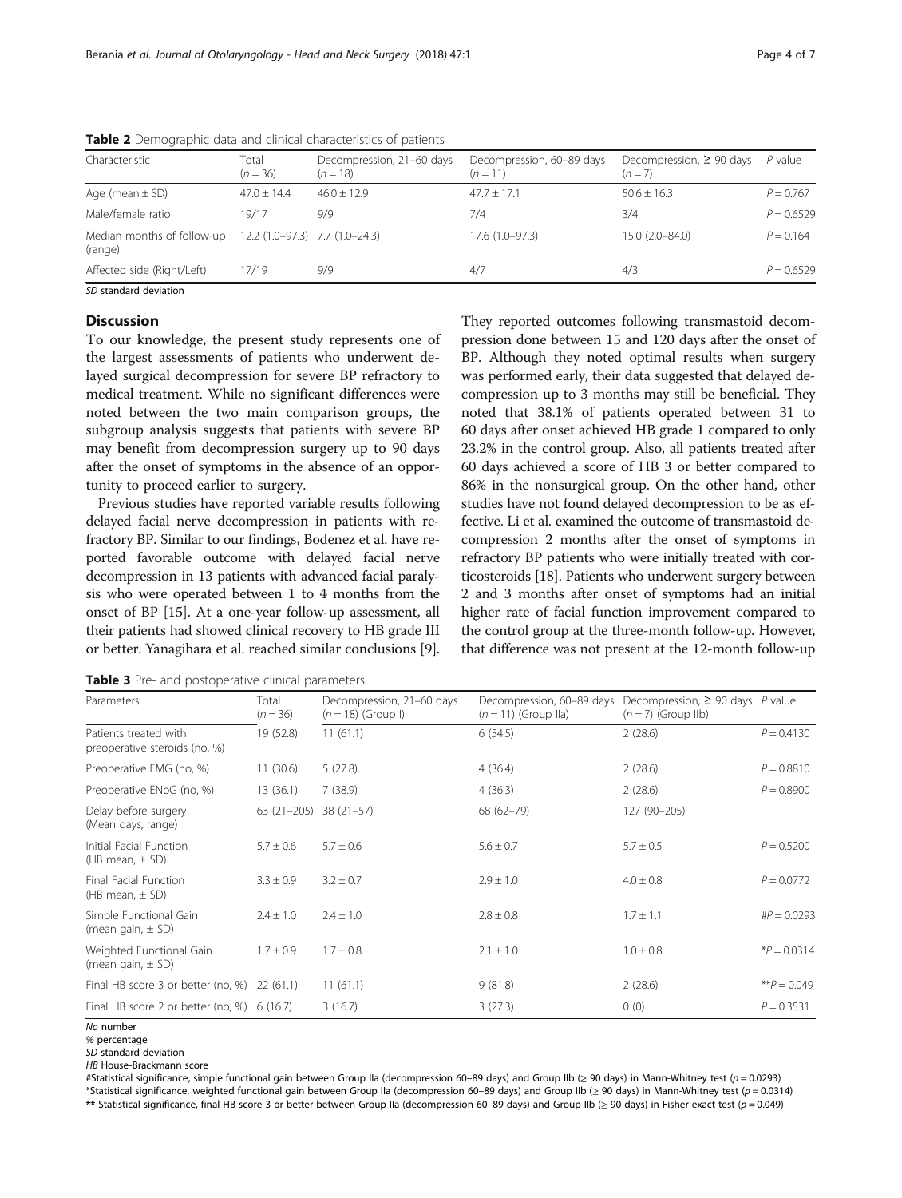**Table 2** Demographic data and clinical characteristics of patients

| Characteristic | Total (n = 36) | Decompression, 21–60 days (n = 18) | Decompression, 60–89 days (n = 11) | Decompression, ≥ 90 days (n = 7) | P value |
|---|---|---|---|---|---|
| Age (mean ± SD) | 47.0 ± 14.4 | 46.0 ± 12.9 | 47.7 ± 17.1 | 50.6 ± 16.3 | P = 0.767 |
| Male/female ratio | 19/17 | 9/9 | 7/4 | 3/4 | P = 0.6529 |
| Median months of follow-up (range) | 12.2 (1.0–97.3) | 7.7 (1.0–24.3) | 17.6 (1.0–97.3) | 15.0 (2.0–84.0) | P = 0.164 |
| Affected side (Right/Left) | 17/19 | 9/9 | 4/7 | 4/3 | P = 0.6529 |

*SD* standard deviation

## Discussion

To our knowledge, the present study represents one of the largest assessments of patients who underwent delayed surgical decompression for severe BP refractory to medical treatment. While no significant differences were noted between the two main comparison groups, the subgroup analysis suggests that patients with severe BP may benefit from decompression surgery up to 90 days after the onset of symptoms in the absence of an opportunity to proceed earlier to surgery.

Previous studies have reported variable results following delayed facial nerve decompression in patients with refractory BP. Similar to our findings, Bodenez et al. have reported favorable outcome with delayed facial nerve decompression in 13 patients with advanced facial paralysis who were operated between 1 to 4 months from the onset of BP [15]. At a one-year follow-up assessment, all their patients had showed clinical recovery to HB grade III or better. Yanagihara et al. reached similar conclusions [9]. They reported outcomes following transmastoid decompression done between 15 and 120 days after the onset of BP. Although they noted optimal results when surgery was performed early, their data suggested that delayed decompression up to 3 months may still be beneficial. They noted that 38.1% of patients operated between 31 to 60 days after onset achieved HB grade 1 compared to only 23.2% in the control group. Also, all patients treated after 60 days achieved a score of HB 3 or better compared to 86% in the nonsurgical group. On the other hand, other studies have not found delayed decompression to be as effective. Li et al. examined the outcome of transmastoid decompression 2 months after the onset of symptoms in refractory BP patients who were initially treated with corticosteroids [18]. Patients who underwent surgery between 2 and 3 months after onset of symptoms had an initial higher rate of facial function improvement compared to the control group at the three-month follow-up. However, that difference was not present at the 12-month follow-up

**Table 3** Pre- and postoperative clinical parameters

| Parameters | Total (n = 36) | Decompression, 21–60 days (n = 18) (Group I) | Decompression, 60–89 days (n = 11) (Group IIa) | Decompression, ≥ 90 days (n = 7) (Group IIb) | P value |
|---|---|---|---|---|---|
| Patients treated with preoperative steroids (no, %) | 19 (52.8) | 11 (61.1) | 6 (54.5) | 2 (28.6) | P = 0.4130 |
| Preoperative EMG (no, %) | 11 (30.6) | 5 (27.8) | 4 (36.4) | 2 (28.6) | P = 0.8810 |
| Preoperative ENoG (no, %) | 13 (36.1) | 7 (38.9) | 4 (36.3) | 2 (28.6) | P = 0.8900 |
| Delay before surgery (Mean days, range) | 63 (21–205) | 38 (21–57) | 68 (62–79) | 127 (90–205) | |
| Initial Facial Function (HB mean, ± SD) | 5.7 ± 0.6 | 5.7 ± 0.6 | 5.6 ± 0.7 | 5.7 ± 0.5 | P = 0.5200 |
| Final Facial Function (HB mean, ± SD) | 3.3 ± 0.9 | 3.2 ± 0.7 | 2.9 ± 1.0 | 4.0 ± 0.8 | P = 0.0772 |
| Simple Functional Gain (mean gain, ± SD) | 2.4 ± 1.0 | 2.4 ± 1.0 | 2.8 ± 0.8 | 1.7 ± 1.1 | #P = 0.0293 |
| Weighted Functional Gain (mean gain, ± SD) | 1.7 ± 0.9 | 1.7 ± 0.8 | 2.1 ± 1.0 | 1.0 ± 0.8 | *P = 0.0314 |
| Final HB score 3 or better (no, %) | 22 (61.1) | 11 (61.1) | 9 (81.8) | 2 (28.6) | **P = 0.049 |
| Final HB score 2 or better (no, %) | 6 (16.7) | 3 (16.7) | 3 (27.3) | 0 (0) | P = 0.3531 |

*No* number
% percentage
*SD* standard deviation
*HB* House-Brackmann score
#Statistical significance, simple functional gain between Group IIa (decompression 60–89 days) and Group IIb (≥ 90 days) in Mann-Whitney test ($p = 0.0293$)
*Statistical significance, weighted functional gain between Group IIa (decompression 60–89 days) and Group IIb (≥ 90 days) in Mann-Whitney test ($p = 0.0314$)
** Statistical significance, final HB score 3 or better between Group IIa (decompression 60–89 days) and Group IIb (≥ 90 days) in Fisher exact test ($p = 0.049$)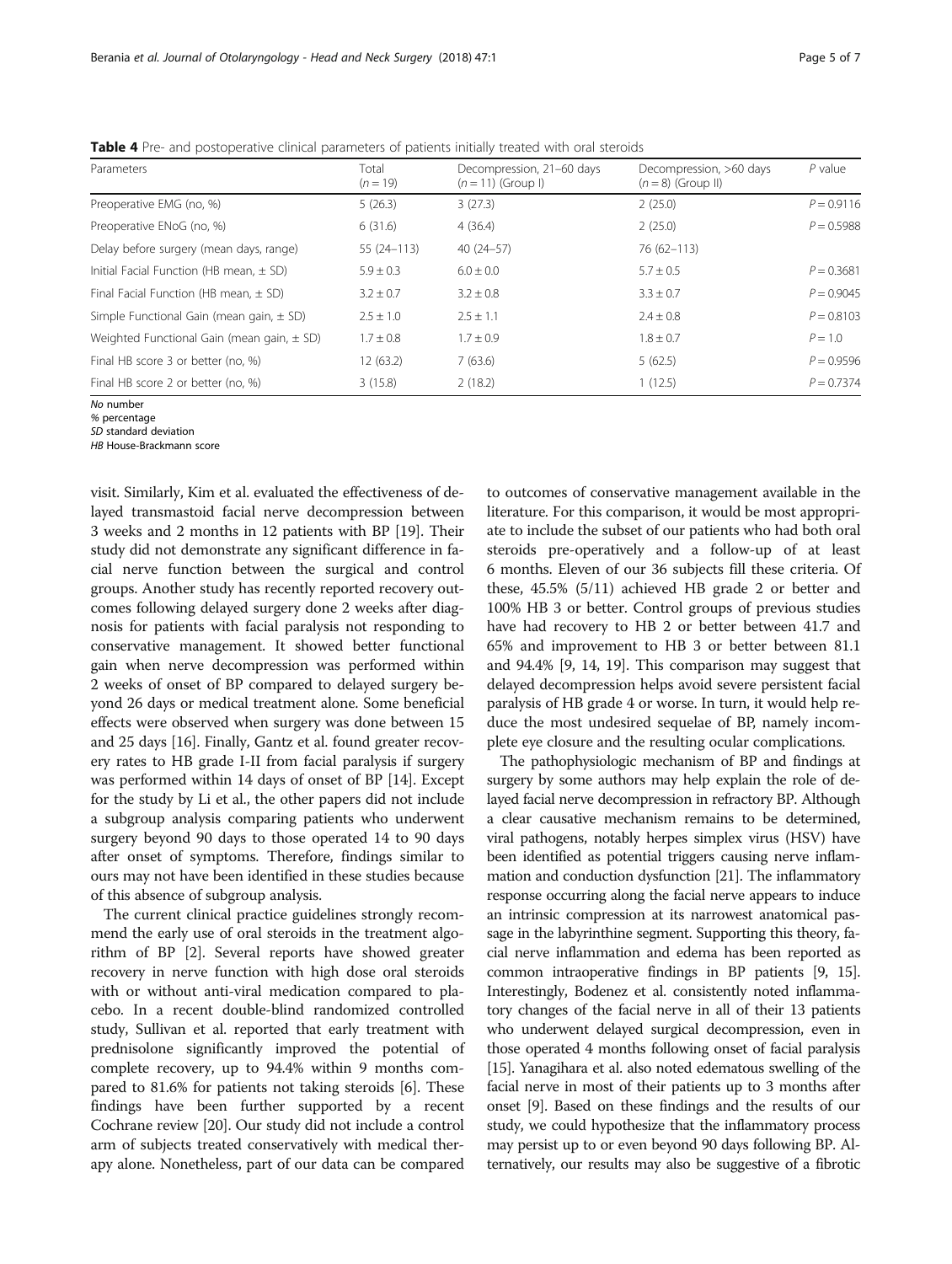**Table 4** Pre- and postoperative clinical parameters of patients initially treated with oral steroids

| Parameters | Total ($n = 19$) | Decompression, 21–60 days ($n = 11$) (Group I) | Decompression, >60 days ($n = 8$) (Group II) | $P$ value |
|---|---|---|---|---|
| Preoperative EMG (no, %) | 5 (26.3) | 3 (27.3) | 2 (25.0) | $P = 0.9116$ |
| Preoperative ENoG (no, %) | 6 (31.6) | 4 (36.4) | 2 (25.0) | $P = 0.5988$ |
| Delay before surgery (mean days, range) | 55 (24–113) | 40 (24–57) | 76 (62–113) | |
| Initial Facial Function (HB mean, ± SD) | 5.9 ± 0.3 | 6.0 ± 0.0 | 5.7 ± 0.5 | $P = 0.3681$ |
| Final Facial Function (HB mean, ± SD) | 3.2 ± 0.7 | 3.2 ± 0.8 | 3.3 ± 0.7 | $P = 0.9045$ |
| Simple Functional Gain (mean gain, ± SD) | 2.5 ± 1.0 | 2.5 ± 1.1 | 2.4 ± 0.8 | $P = 0.8103$ |
| Weighted Functional Gain (mean gain, ± SD) | 1.7 ± 0.8 | 1.7 ± 0.9 | 1.8 ± 0.7 | $P = 1.0$ |
| Final HB score 3 or better (no, %) | 12 (63.2) | 7 (63.6) | 5 (62.5) | $P = 0.9596$ |
| Final HB score 2 or better (no, %) | 3 (15.8) | 2 (18.2) | 1 (12.5) | $P = 0.7374$ |

*No* number
*%* percentage
*SD* standard deviation
*HB* House-Brackmann score

visit. Similarly, Kim et al. evaluated the effectiveness of delayed transmastoid facial nerve decompression between 3 weeks and 2 months in 12 patients with BP [19]. Their study did not demonstrate any significant difference in facial nerve function between the surgical and control groups. Another study has recently reported recovery outcomes following delayed surgery done 2 weeks after diagnosis for patients with facial paralysis not responding to conservative management. It showed better functional gain when nerve decompression was performed within 2 weeks of onset of BP compared to delayed surgery beyond 26 days or medical treatment alone. Some beneficial effects were observed when surgery was done between 15 and 25 days [16]. Finally, Gantz et al. found greater recovery rates to HB grade I-II from facial paralysis if surgery was performed within 14 days of onset of BP [14]. Except for the study by Li et al., the other papers did not include a subgroup analysis comparing patients who underwent surgery beyond 90 days to those operated 14 to 90 days after onset of symptoms. Therefore, findings similar to ours may not have been identified in these studies because of this absence of subgroup analysis.

The current clinical practice guidelines strongly recommend the early use of oral steroids in the treatment algorithm of BP [2]. Several reports have showed greater recovery in nerve function with high dose oral steroids with or without anti-viral medication compared to placebo. In a recent double-blind randomized controlled study, Sullivan et al. reported that early treatment with prednisolone significantly improved the potential of complete recovery, up to 94.4% within 9 months compared to 81.6% for patients not taking steroids [6]. These findings have been further supported by a recent Cochrane review [20]. Our study did not include a control arm of subjects treated conservatively with medical therapy alone. Nonetheless, part of our data can be compared to outcomes of conservative management available in the literature. For this comparison, it would be most appropriate to include the subset of our patients who had both oral steroids pre-operatively and a follow-up of at least 6 months. Eleven of our 36 subjects fill these criteria. Of these, 45.5% (5/11) achieved HB grade 2 or better and 100% HB 3 or better. Control groups of previous studies have had recovery to HB 2 or better between 41.7 and 65% and improvement to HB 3 or better between 81.1 and 94.4% [9, 14, 19]. This comparison may suggest that delayed decompression helps avoid severe persistent facial paralysis of HB grade 4 or worse. In turn, it would help reduce the most undesired sequelae of BP, namely incomplete eye closure and the resulting ocular complications.

The pathophysiologic mechanism of BP and findings at surgery by some authors may help explain the role of delayed facial nerve decompression in refractory BP. Although a clear causative mechanism remains to be determined, viral pathogens, notably herpes simplex virus (HSV) have been identified as potential triggers causing nerve inflammation and conduction dysfunction [21]. The inflammatory response occurring along the facial nerve appears to induce an intrinsic compression at its narrowest anatomical passage in the labyrinthine segment. Supporting this theory, facial nerve inflammation and edema has been reported as common intraoperative findings in BP patients [9, 15]. Interestingly, Bodenez et al. consistently noted inflammatory changes of the facial nerve in all of their 13 patients who underwent delayed surgical decompression, even in those operated 4 months following onset of facial paralysis [15]. Yanagihara et al. also noted edematous swelling of the facial nerve in most of their patients up to 3 months after onset [9]. Based on these findings and the results of our study, we could hypothesize that the inflammatory process may persist up to or even beyond 90 days following BP. Alternatively, our results may also be suggestive of a fibrotic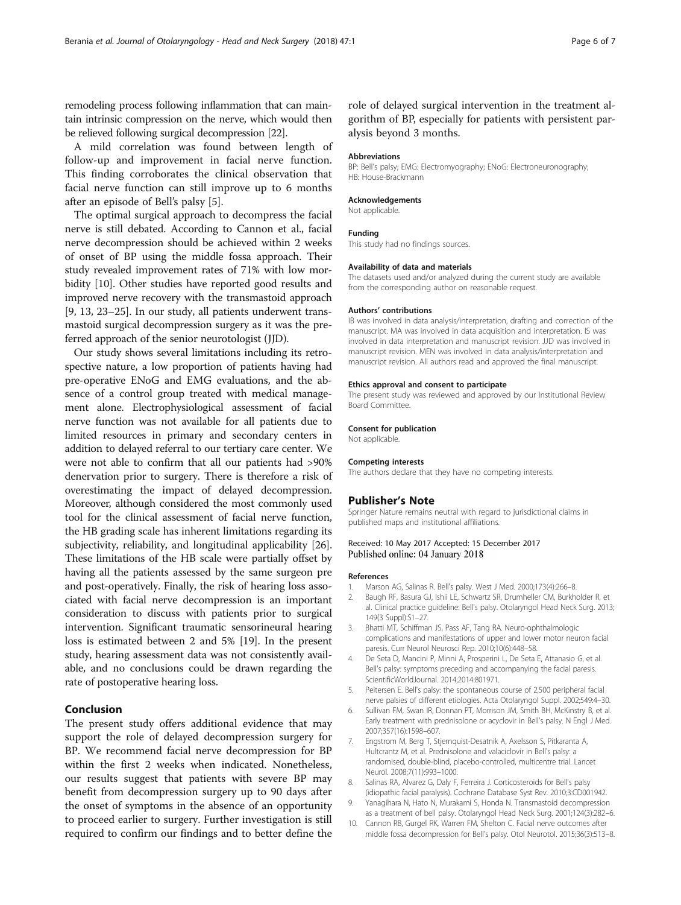remodeling process following inflammation that can maintain intrinsic compression on the nerve, which would then be relieved following surgical decompression [22].

A mild correlation was found between length of follow-up and improvement in facial nerve function. This finding corroborates the clinical observation that facial nerve function can still improve up to 6 months after an episode of Bell's palsy [5].

The optimal surgical approach to decompress the facial nerve is still debated. According to Cannon et al., facial nerve decompression should be achieved within 2 weeks of onset of BP using the middle fossa approach. Their study revealed improvement rates of 71% with low morbidity [10]. Other studies have reported good results and improved nerve recovery with the transmastoid approach [9, 13, 23–25]. In our study, all patients underwent transmastoid surgical decompression surgery as it was the preferred approach of the senior neurotologist (JJD).

Our study shows several limitations including its retrospective nature, a low proportion of patients having had pre-operative ENoG and EMG evaluations, and the absence of a control group treated with medical management alone. Electrophysiological assessment of facial nerve function was not available for all patients due to limited resources in primary and secondary centers in addition to delayed referral to our tertiary care center. We were not able to confirm that all our patients had >90% denervation prior to surgery. There is therefore a risk of overestimating the impact of delayed decompression. Moreover, although considered the most commonly used tool for the clinical assessment of facial nerve function, the HB grading scale has inherent limitations regarding its subjectivity, reliability, and longitudinal applicability [26]. These limitations of the HB scale were partially offset by having all the patients assessed by the same surgeon pre and post-operatively. Finally, the risk of hearing loss associated with facial nerve decompression is an important consideration to discuss with patients prior to surgical intervention. Significant traumatic sensorineural hearing loss is estimated between 2 and 5% [19]. In the present study, hearing assessment data was not consistently available, and no conclusions could be drawn regarding the rate of postoperative hearing loss.

## Conclusion

The present study offers additional evidence that may support the role of delayed decompression surgery for BP. We recommend facial nerve decompression for BP within the first 2 weeks when indicated. Nonetheless, our results suggest that patients with severe BP may benefit from decompression surgery up to 90 days after the onset of symptoms in the absence of an opportunity to proceed earlier to surgery. Further investigation is still required to confirm our findings and to better define the role of delayed surgical intervention in the treatment algorithm of BP, especially for patients with persistent paralysis beyond 3 months.

#### Abbreviations

BP: Bell's palsy; EMG: Electromyography; ENoG: Electroneuronography; HB: House-Brackmann

#### Acknowledgements

Not applicable.

#### Funding

This study had no findings sources.

#### Availability of data and materials

The datasets used and/or analyzed during the current study are available from the corresponding author on reasonable request.

#### Authors' contributions

IB was involved in data analysis/interpretation, drafting and correction of the manuscript. MA was involved in data acquisition and interpretation. IS was involved in data interpretation and manuscript revision. JJD was involved in manuscript revision. MEN was involved in data analysis/interpretation and manuscript revision. All authors read and approved the final manuscript.

#### Ethics approval and consent to participate

The present study was reviewed and approved by our Institutional Review Board Committee.

#### Consent for publication

Not applicable.

#### Competing interests

The authors declare that they have no competing interests.

### Publisher's Note

Springer Nature remains neutral with regard to jurisdictional claims in published maps and institutional affiliations.

Received: 10 May 2017 Accepted: 15 December 2017
Published online: 04 January 2018

#### References

1. Marson AG, Salinas R. Bell's palsy. West J Med. 2000;173(4):266–8.
2. Baugh RF, Basura GJ, Ishii LE, Schwartz SR, Drumheller CM, Burkholder R, et al. Clinical practice guideline: Bell's palsy. Otolaryngol Head Neck Surg. 2013; 149(3 Suppl):S1–27.
3. Bhatti MT, Schiffman JS, Pass AF, Tang RA. Neuro-ophthalmologic complications and manifestations of upper and lower motor neuron facial paresis. Curr Neurol Neurosci Rep. 2010;10(6):448–58.
4. De Seta D, Mancini P, Minni A, Prosperini L, De Seta E, Attanasio G, et al. Bell's palsy: symptoms preceding and accompanying the facial paresis. ScientificWorldJournal. 2014;2014:801971.
5. Peitersen E. Bell's palsy: the spontaneous course of 2,500 peripheral facial nerve palsies of different etiologies. Acta Otolaryngol Suppl. 2002;549:4–30.
6. Sullivan FM, Swan IR, Donnan PT, Morrison JM, Smith BH, McKinstry B, et al. Early treatment with prednisolone or acyclovir in Bell's palsy. N Engl J Med. 2007;357(16):1598–607.
7. Engstrom M, Berg T, Stjernquist-Desatnik A, Axelsson S, Pitkaranta A, Hultcrantz M, et al. Prednisolone and valaciclovir in Bell's palsy: a randomised, double-blind, placebo-controlled, multicentre trial. Lancet Neurol. 2008;7(11):993–1000.
8. Salinas RA, Alvarez G, Daly F, Ferreira J. Corticosteroids for Bell's palsy (idiopathic facial paralysis). Cochrane Database Syst Rev. 2010;3:CD001942.
9. Yanagihara N, Hato N, Murakami S, Honda N. Transmastoid decompression as a treatment of bell palsy. Otolaryngol Head Neck Surg. 2001;124(3):282–6.
10. Cannon RB, Gurgel RK, Warren FM, Shelton C. Facial nerve outcomes after middle fossa decompression for Bell's palsy. Otol Neurotol. 2015;36(3):513–8.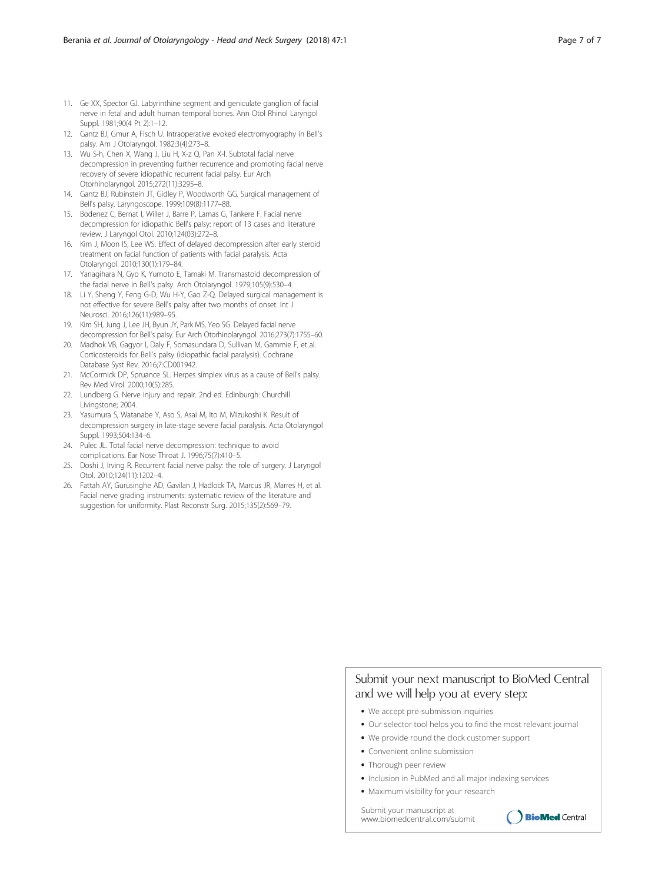11. Ge XX, Spector GJ. Labyrinthine segment and geniculate ganglion of facial nerve in fetal and adult human temporal bones. Ann Otol Rhinol Laryngol Suppl. 1981;90(4 Pt 2):1–12.
12. Gantz BJ, Gmur A, Fisch U. Intraoperative evoked electromyography in Bell's palsy. Am J Otolaryngol. 1982;3(4):273–8.
13. Wu S-h, Chen X, Wang J, Liu H, X-z Q, Pan X-l. Subtotal facial nerve decompression in preventing further recurrence and promoting facial nerve recovery of severe idiopathic recurrent facial palsy. Eur Arch Otorhinolaryngol. 2015;272(11):3295–8.
14. Gantz BJ, Rubinstein JT, Gidley P, Woodworth GG. Surgical management of Bell's palsy. Laryngoscope. 1999;109(8):1177–88.
15. Bodenez C, Bernat I, Willer J, Barre P, Lamas G, Tankere F. Facial nerve decompression for idiopathic Bell's palsy: report of 13 cases and literature review. J Laryngol Otol. 2010;124(03):272–8.
16. Kim J, Moon IS, Lee WS. Effect of delayed decompression after early steroid treatment on facial function of patients with facial paralysis. Acta Otolaryngol. 2010;130(1):179–84.
17. Yanagihara N, Gyo K, Yumoto E, Tamaki M. Transmastoid decompression of the facial nerve in Bell's palsy. Arch Otolaryngol. 1979;105(9):530–4.
18. Li Y, Sheng Y, Feng G-D, Wu H-Y, Gao Z-Q. Delayed surgical management is not effective for severe Bell's palsy after two months of onset. Int J Neurosci. 2016;126(11):989–95.
19. Kim SH, Jung J, Lee JH, Byun JY, Park MS, Yeo SG. Delayed facial nerve decompression for Bell's palsy. Eur Arch Otorhinolaryngol. 2016;273(7):1755–60.
20. Madhok VB, Gagyor I, Daly F, Somasundara D, Sullivan M, Gammie F, et al. Corticosteroids for Bell's palsy (idiopathic facial paralysis). Cochrane Database Syst Rev. 2016;7:CD001942.
21. McCormick DP, Spruance SL. Herpes simplex virus as a cause of Bell's palsy. Rev Med Virol. 2000;10(5):285.
22. Lundberg G. Nerve injury and repair. 2nd ed. Edinburgh: Churchill Livingstone; 2004.
23. Yasumura S, Watanabe Y, Aso S, Asai M, Ito M, Mizukoshi K. Result of decompression surgery in late-stage severe facial paralysis. Acta Otolaryngol Suppl. 1993;504:134–6.
24. Pulec JL. Total facial nerve decompression: technique to avoid complications. Ear Nose Throat J. 1996;75(7):410–5.
25. Doshi J, Irving R. Recurrent facial nerve palsy: the role of surgery. J Laryngol Otol. 2010;124(11):1202–4.
26. Fattah AY, Gurusinghe AD, Gavilan J, Hadlock TA, Marcus JR, Marres H, et al. Facial nerve grading instruments: systematic review of the literature and suggestion for uniformity. Plast Reconstr Surg. 2015;135(2):569–79.

Submit your next manuscript to BioMed Central and we will help you at every step:

- We accept pre-submission inquiries
- Our selector tool helps you to find the most relevant journal
- We provide round the clock customer support
- Convenient online submission
- Thorough peer review
- Inclusion in PubMed and all major indexing services
- Maximum visibility for your research

Submit your manuscript at
www.biomedcentral.com/submit

BioMed Central